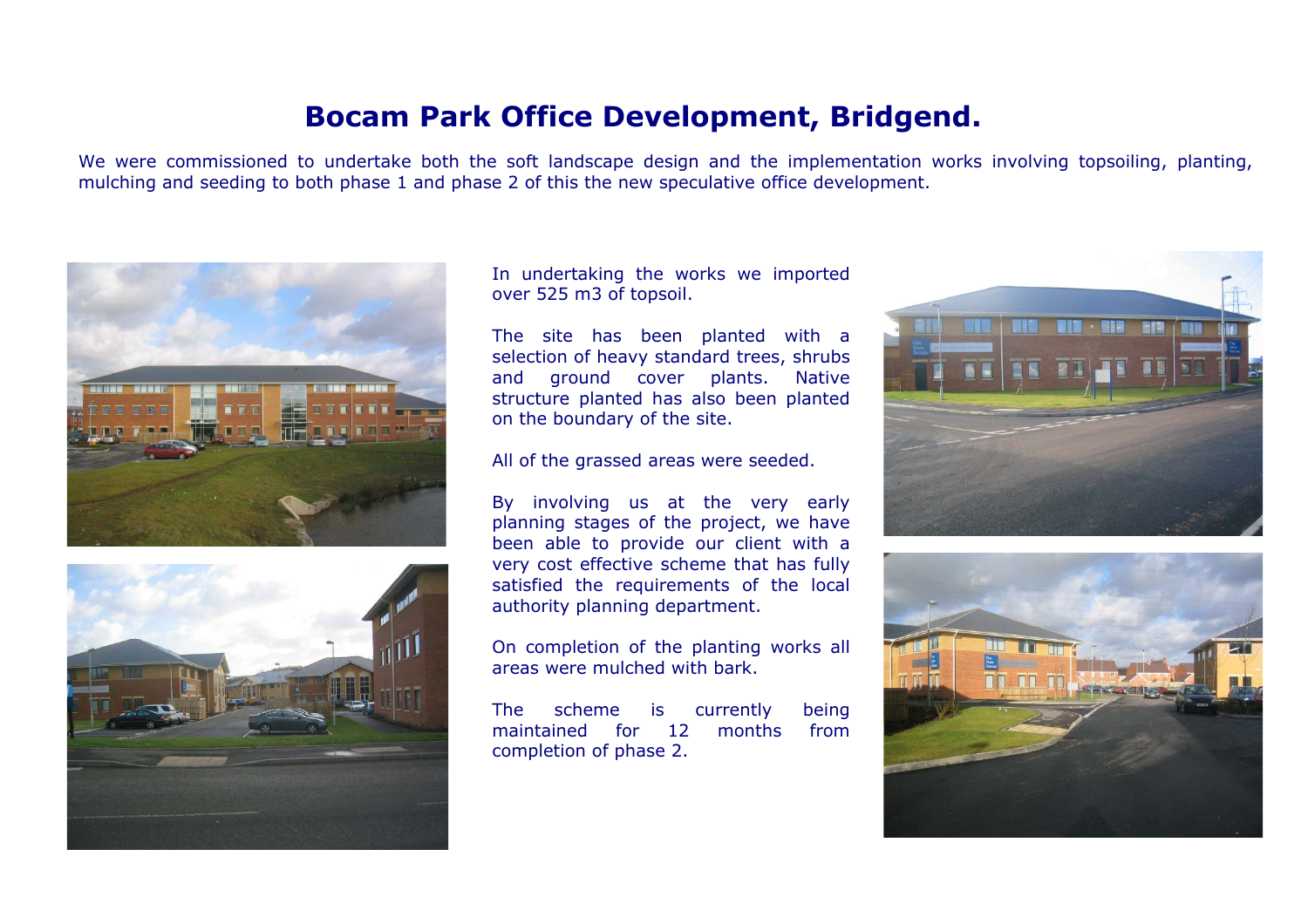# Bocam Park Office Development, Bridgend.

We were commissioned to undertake both the soft landscape design and the implementation works involving topsoiling, planting, mulching and seeding to both phase 1 and phase 2 of this the new speculative office development.

In undertaking the works we imported over 525 m3 of topsoil.

The site has been planted with a selection of heavy standard trees, shrubs and ground cover plants. Native structure planted has also been planted on the boundary of the site.

All of the grassed areas were seeded.

By involving us at the very early planning stages of the project, we have been able to provide our client with a very cost effective scheme that has fully satisfied the requirements of the local authority planning department.

On completion of the planting works all areas were mulched with bark.

The scheme is currently being maintained for 12 months from completion of phase 2.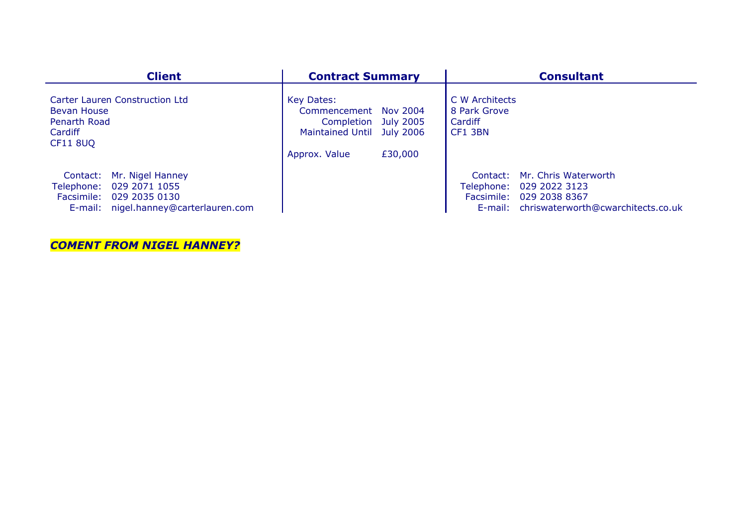| Client | | Contract Summary | | Consultant | |
|---|---|---|---|---|---|
| Carter Lauren Construction Ltd | | Key Dates: | | C W Architects | |
| Bevan House | | Commencement | Nov 2004 | 8 Park Grove | |
| Penarth Road | | Completion | July 2005 | Cardiff | |
| Cardiff | | Maintained Until | July 2006 | CF1 3BN | |
| CF11 8UQ | | | | | |
| | | Approx. Value | £30,000 | | |
| Contact: | Mr. Nigel Hanney | | | Contact: | Mr. Chris Waterworth |
| Telephone: | 029 2071 1055 | | | Telephone: | 029 2022 3123 |
| Facsimile: | 029 2035 0130 | | | Facsimile: | 029 2038 8367 |
| E-mail: | nigel.hanney@carterlauren.com | | | E-mail: | chriswaterworth@cwarchitects.co.uk |

***COMENT FROM NIGEL HANNEY?***